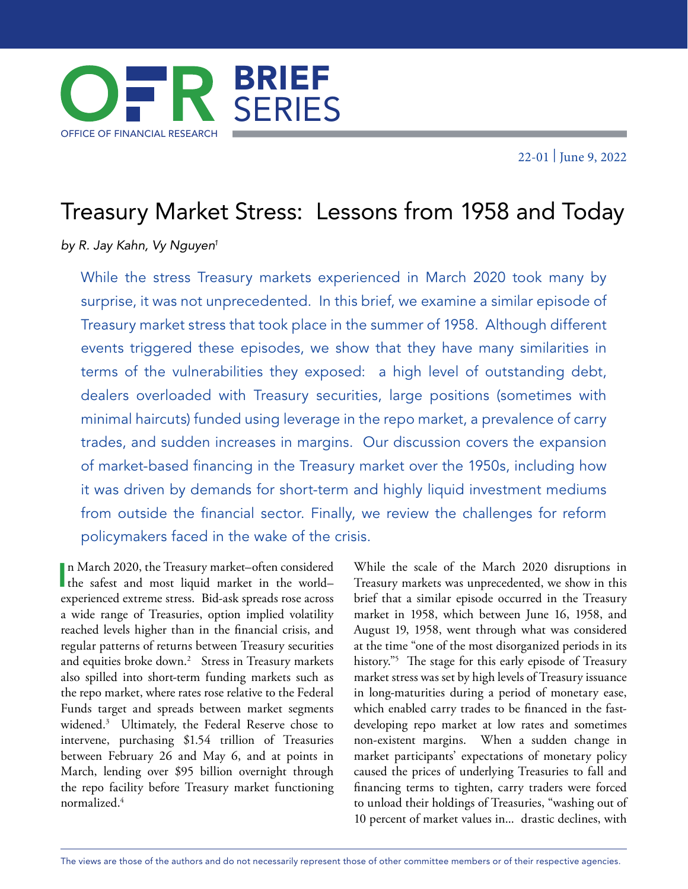OFR BRIEF SERIES

OFFICE OF FINANCIAL RESEARCH

22-01 | June 9, 2022

# Treasury Market Stress: Lessons from 1958 and Today

*by R. Jay Kahn, Vy Nguyen*[1]

While the stress Treasury markets experienced in March 2020 took many by surprise, it was not unprecedented. In this brief, we examine a similar episode of Treasury market stress that took place in the summer of 1958. Although different events triggered these episodes, we show that they have many similarities in terms of the vulnerabilities they exposed: a high level of outstanding debt, dealers overloaded with Treasury securities, large positions (sometimes with minimal haircuts) funded using leverage in the repo market, a prevalence of carry trades, and sudden increases in margins. Our discussion covers the expansion of market-based financing in the Treasury market over the 1950s, including how it was driven by demands for short-term and highly liquid investment mediums from outside the financial sector. Finally, we review the challenges for reform policymakers faced in the wake of the crisis.

In March 2020, the Treasury market–often considered the safest and most liquid market in the world–experienced extreme stress. Bid-ask spreads rose across a wide range of Treasuries, option implied volatility reached levels higher than in the financial crisis, and regular patterns of returns between Treasury securities and equities broke down.[2] Stress in Treasury markets also spilled into short-term funding markets such as the repo market, where rates rose relative to the Federal Funds target and spreads between market segments widened.[3] Ultimately, the Federal Reserve chose to intervene, purchasing $1.54 trillion of Treasuries between February 26 and May 6, and at points in March, lending over $95 billion overnight through the repo facility before Treasury market functioning normalized.[4]

While the scale of the March 2020 disruptions in Treasury markets was unprecedented, we show in this brief that a similar episode occurred in the Treasury market in 1958, which between June 16, 1958, and August 19, 1958, went through what was considered at the time "one of the most disorganized periods in its history."[5] The stage for this early episode of Treasury market stress was set by high levels of Treasury issuance in long-maturities during a period of monetary ease, which enabled carry trades to be financed in the fast-developing repo market at low rates and sometimes non-existent margins. When a sudden change in market participants' expectations of monetary policy caused the prices of underlying Treasuries to fall and financing terms to tighten, carry traders were forced to unload their holdings of Treasuries, "washing out of 10 percent of market values in... drastic declines, with

The views are those of the authors and do not necessarily represent those of other committee members or of their respective agencies.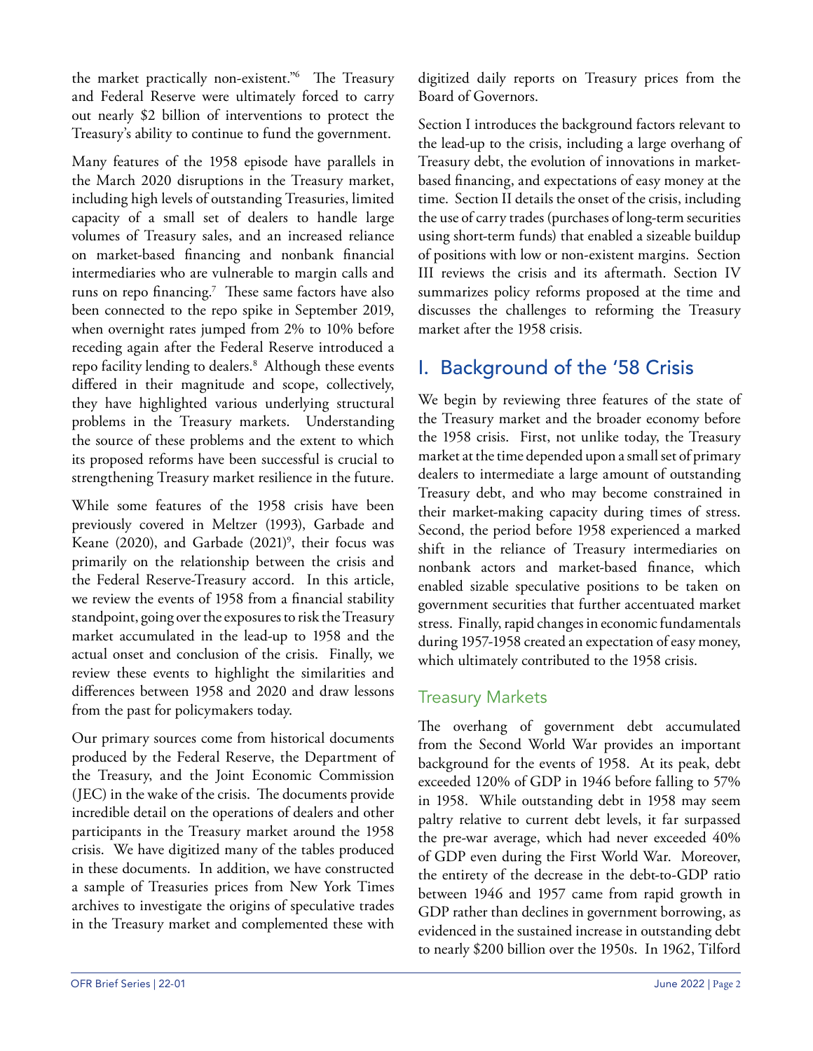the market practically non-existent."[6] The Treasury and Federal Reserve were ultimately forced to carry out nearly $2 billion of interventions to protect the Treasury's ability to continue to fund the government.

Many features of the 1958 episode have parallels in the March 2020 disruptions in the Treasury market, including high levels of outstanding Treasuries, limited capacity of a small set of dealers to handle large volumes of Treasury sales, and an increased reliance on market-based financing and nonbank financial intermediaries who are vulnerable to margin calls and runs on repo financing.[7] These same factors have also been connected to the repo spike in September 2019, when overnight rates jumped from 2% to 10% before receding again after the Federal Reserve introduced a repo facility lending to dealers.[8] Although these events differed in their magnitude and scope, collectively, they have highlighted various underlying structural problems in the Treasury markets. Understanding the source of these problems and the extent to which its proposed reforms have been successful is crucial to strengthening Treasury market resilience in the future.

While some features of the 1958 crisis have been previously covered in Meltzer (1993), Garbade and Keane (2020), and Garbade (2021)[9], their focus was primarily on the relationship between the crisis and the Federal Reserve-Treasury accord. In this article, we review the events of 1958 from a financial stability standpoint, going over the exposures to risk the Treasury market accumulated in the lead-up to 1958 and the actual onset and conclusion of the crisis. Finally, we review these events to highlight the similarities and differences between 1958 and 2020 and draw lessons from the past for policymakers today.

Our primary sources come from historical documents produced by the Federal Reserve, the Department of the Treasury, and the Joint Economic Commission (JEC) in the wake of the crisis. The documents provide incredible detail on the operations of dealers and other participants in the Treasury market around the 1958 crisis. We have digitized many of the tables produced in these documents. In addition, we have constructed a sample of Treasuries prices from New York Times archives to investigate the origins of speculative trades in the Treasury market and complemented these with digitized daily reports on Treasury prices from the Board of Governors.

Section I introduces the background factors relevant to the lead-up to the crisis, including a large overhang of Treasury debt, the evolution of innovations in market-based financing, and expectations of easy money at the time. Section II details the onset of the crisis, including the use of carry trades (purchases of long-term securities using short-term funds) that enabled a sizeable buildup of positions with low or non-existent margins. Section III reviews the crisis and its aftermath. Section IV summarizes policy reforms proposed at the time and discusses the challenges to reforming the Treasury market after the 1958 crisis.

# I. Background of the '58 Crisis

We begin by reviewing three features of the state of the Treasury market and the broader economy before the 1958 crisis. First, not unlike today, the Treasury market at the time depended upon a small set of primary dealers to intermediate a large amount of outstanding Treasury debt, and who may become constrained in their market-making capacity during times of stress. Second, the period before 1958 experienced a marked shift in the reliance of Treasury intermediaries on nonbank actors and market-based finance, which enabled sizable speculative positions to be taken on government securities that further accentuated market stress. Finally, rapid changes in economic fundamentals during 1957-1958 created an expectation of easy money, which ultimately contributed to the 1958 crisis.

## Treasury Markets

The overhang of government debt accumulated from the Second World War provides an important background for the events of 1958. At its peak, debt exceeded 120% of GDP in 1946 before falling to 57% in 1958. While outstanding debt in 1958 may seem paltry relative to current debt levels, it far surpassed the pre-war average, which had never exceeded 40% of GDP even during the First World War. Moreover, the entirety of the decrease in the debt-to-GDP ratio between 1946 and 1957 came from rapid growth in GDP rather than declines in government borrowing, as evidenced in the sustained increase in outstanding debt to nearly $200 billion over the 1950s. In 1962, Tilford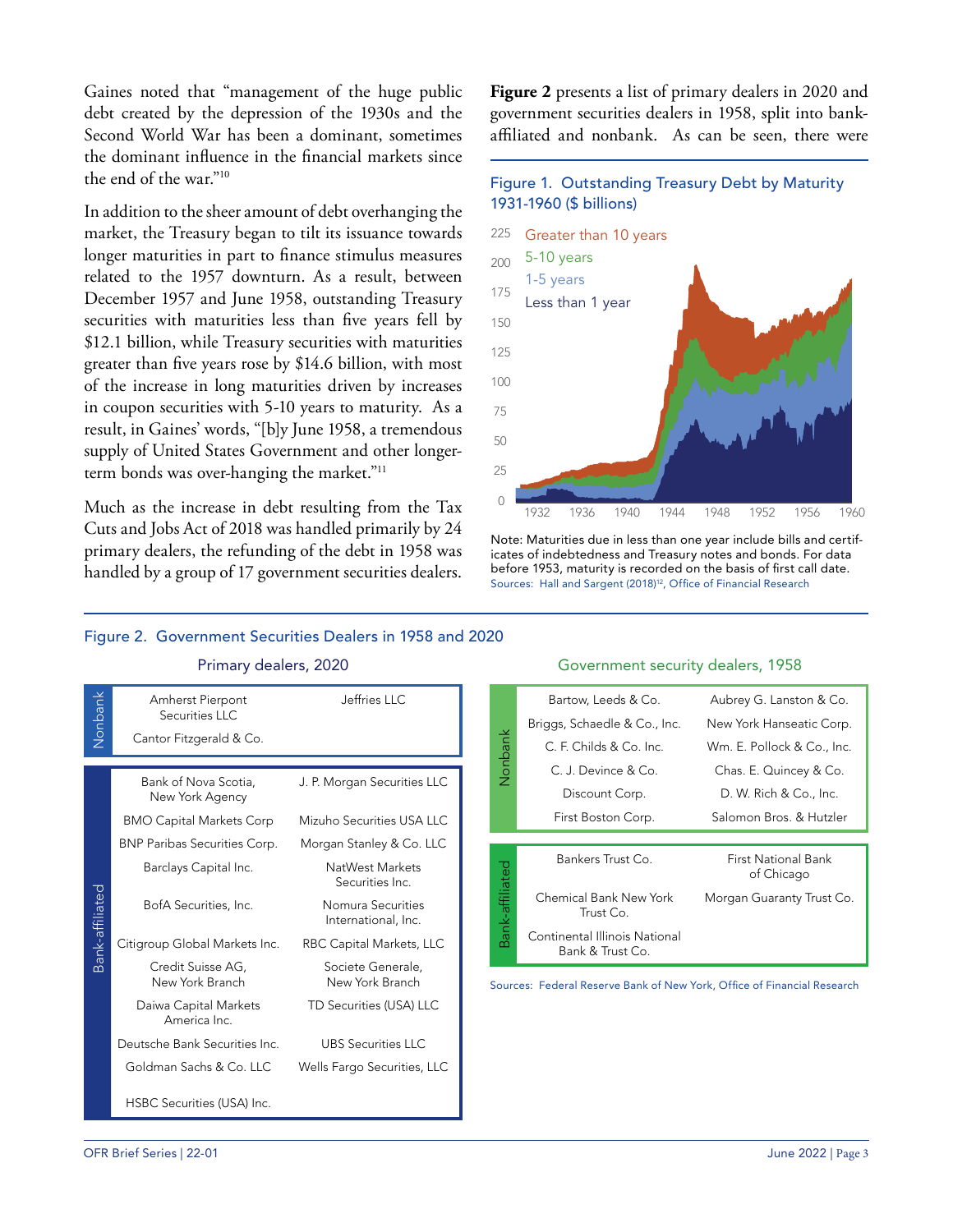Gaines noted that "management of the huge public debt created by the depression of the 1930s and the Second World War has been a dominant, sometimes the dominant influence in the financial markets since the end of the war."[10]

In addition to the sheer amount of debt overhanging the market, the Treasury began to tilt its issuance towards longer maturities in part to finance stimulus measures related to the 1957 downturn. As a result, between December 1957 and June 1958, outstanding Treasury securities with maturities less than five years fell by $12.1 billion, while Treasury securities with maturities greater than five years rose by $14.6 billion, with most of the increase in long maturities driven by increases in coupon securities with 5-10 years to maturity. As a result, in Gaines' words, "[b]y June 1958, a tremendous supply of United States Government and other longer-term bonds was over-hanging the market."[11]

Much as the increase in debt resulting from the Tax Cuts and Jobs Act of 2018 was handled primarily by 24 primary dealers, the refunding of the debt in 1958 was handled by a group of 17 government securities dealers.

**Figure 2** presents a list of primary dealers in 2020 and government securities dealers in 1958, split into bank-affiliated and nonbank. As can be seen, there were

Figure 1. Outstanding Treasury Debt by Maturity 1931-1960 ($ billions)

Greater than 10 years
5-10 years
1-5 years
Less than 1 year

225
200
175
150
125
100
75
50
25
0

1932 1936 1940 1944 1948 1952 1956 1960

Note: Maturities due in less than one year include bills and certificates of indebtedness and Treasury notes and bonds. For data before 1953, maturity is recorded on the basis of first call date.
Sources: Hall and Sargent (2018)[12], Office of Financial Research

Figure 2. Government Securities Dealers in 1958 and 2020

**Primary dealers, 2020**

| | | |
|---|---|---|
| Nonbank | Amherst Pierpont Securities LLC | Jeffries LLC |
| Nonbank | Cantor Fitzgerald & Co. | |
| Bank-affiliated | Bank of Nova Scotia, New York Agency | J. P. Morgan Securities LLC |
| Bank-affiliated | BMO Capital Markets Corp | Mizuho Securities USA LLC |
| Bank-affiliated | BNP Paribas Securities Corp. | Morgan Stanley & Co. LLC |
| Bank-affiliated | Barclays Capital Inc. | NatWest Markets Securities Inc. |
| Bank-affiliated | BofA Securities, Inc. | Nomura Securities International, Inc. |
| Bank-affiliated | Citigroup Global Markets Inc. | RBC Capital Markets, LLC |
| Bank-affiliated | Credit Suisse AG, New York Branch | Societe Generale, New York Branch |
| Bank-affiliated | Daiwa Capital Markets America Inc. | TD Securities (USA) LLC |
| Bank-affiliated | Deutsche Bank Securities Inc. | UBS Securities LLC |
| Bank-affiliated | Goldman Sachs & Co. LLC | Wells Fargo Securities, LLC |
| Bank-affiliated | HSBC Securities (USA) Inc. | |

**Government security dealers, 1958**

| | | |
|---|---|---|
| Nonbank | Bartow, Leeds & Co. | Aubrey G. Lanston & Co. |
| Nonbank | Briggs, Schaedle & Co., Inc. | New York Hanseatic Corp. |
| Nonbank | C. F. Childs & Co. Inc. | Wm. E. Pollock & Co., Inc. |
| Nonbank | C. J. Devince & Co. | Chas. E. Quincey & Co. |
| Nonbank | Discount Corp. | D. W. Rich & Co., Inc. |
| Nonbank | First Boston Corp. | Salomon Bros. & Hutzler |
| Bank-affiliated | Bankers Trust Co. | First National Bank of Chicago |
| Bank-affiliated | Chemical Bank New York Trust Co. | Morgan Guaranty Trust Co. |
| Bank-affiliated | Continental Illinois National Bank & Trust Co. | |

Sources: Federal Reserve Bank of New York, Office of Financial Research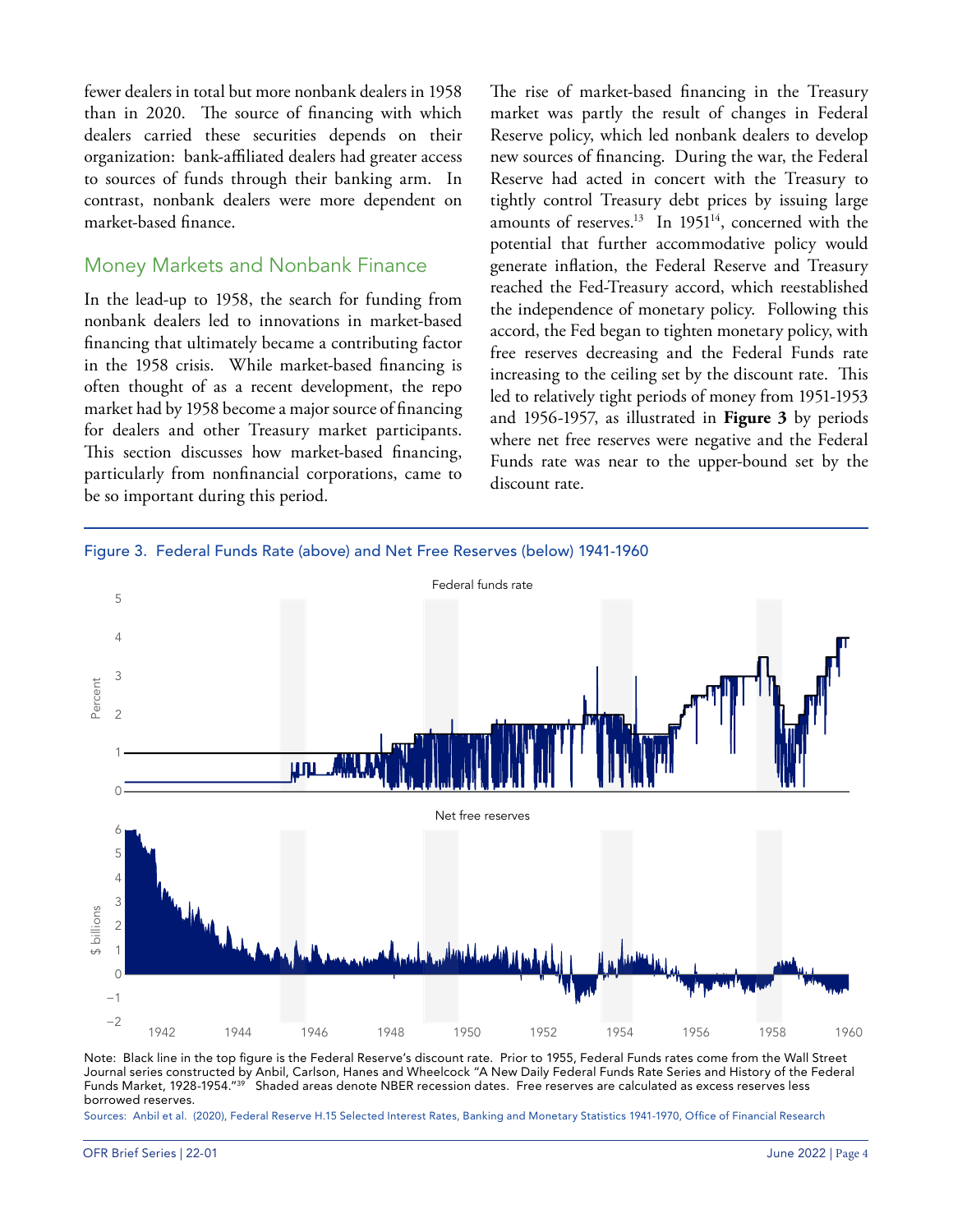fewer dealers in total but more nonbank dealers in 1958 than in 2020. The source of financing with which dealers carried these securities depends on their organization: bank-affiliated dealers had greater access to sources of funds through their banking arm. In contrast, nonbank dealers were more dependent on market-based finance.

## Money Markets and Nonbank Finance

In the lead-up to 1958, the search for funding from nonbank dealers led to innovations in market-based financing that ultimately became a contributing factor in the 1958 crisis. While market-based financing is often thought of as a recent development, the repo market had by 1958 become a major source of financing for dealers and other Treasury market participants. This section discusses how market-based financing, particularly from nonfinancial corporations, came to be so important during this period.

The rise of market-based financing in the Treasury market was partly the result of changes in Federal Reserve policy, which led nonbank dealers to develop new sources of financing. During the war, the Federal Reserve had acted in concert with the Treasury to tightly control Treasury debt prices by issuing large amounts of reserves.[13] In 1951[14], concerned with the potential that further accommodative policy would generate inflation, the Federal Reserve and Treasury reached the Fed-Treasury accord, which reestablished the independence of monetary policy. Following this accord, the Fed began to tighten monetary policy, with free reserves decreasing and the Federal Funds rate increasing to the ceiling set by the discount rate. This led to relatively tight periods of money from 1951-1953 and 1956-1957, as illustrated in **Figure 3** by periods where net free reserves were negative and the Federal Funds rate was near to the upper-bound set by the discount rate.

Figure 3. Federal Funds Rate (above) and Net Free Reserves (below) 1941-1960

Federal funds rate

Percent

5
4
3
2
1
0

Net free reserves

$ billions

6
5
4
3
2
1
0
−1
−2

1942 1944 1946 1948 1950 1952 1954 1956 1958 1960

Note: Black line in the top figure is the Federal Reserve's discount rate. Prior to 1955, Federal Funds rates come from the Wall Street Journal series constructed by Anbil, Carlson, Hanes and Wheelcock "A New Daily Federal Funds Rate Series and History of the Federal Funds Market, 1928-1954."[39] Shaded areas denote NBER recession dates. Free reserves are calculated as excess reserves less borrowed reserves.

Sources: Anbil et al. (2020), Federal Reserve H.15 Selected Interest Rates, Banking and Monetary Statistics 1941-1970, Office of Financial Research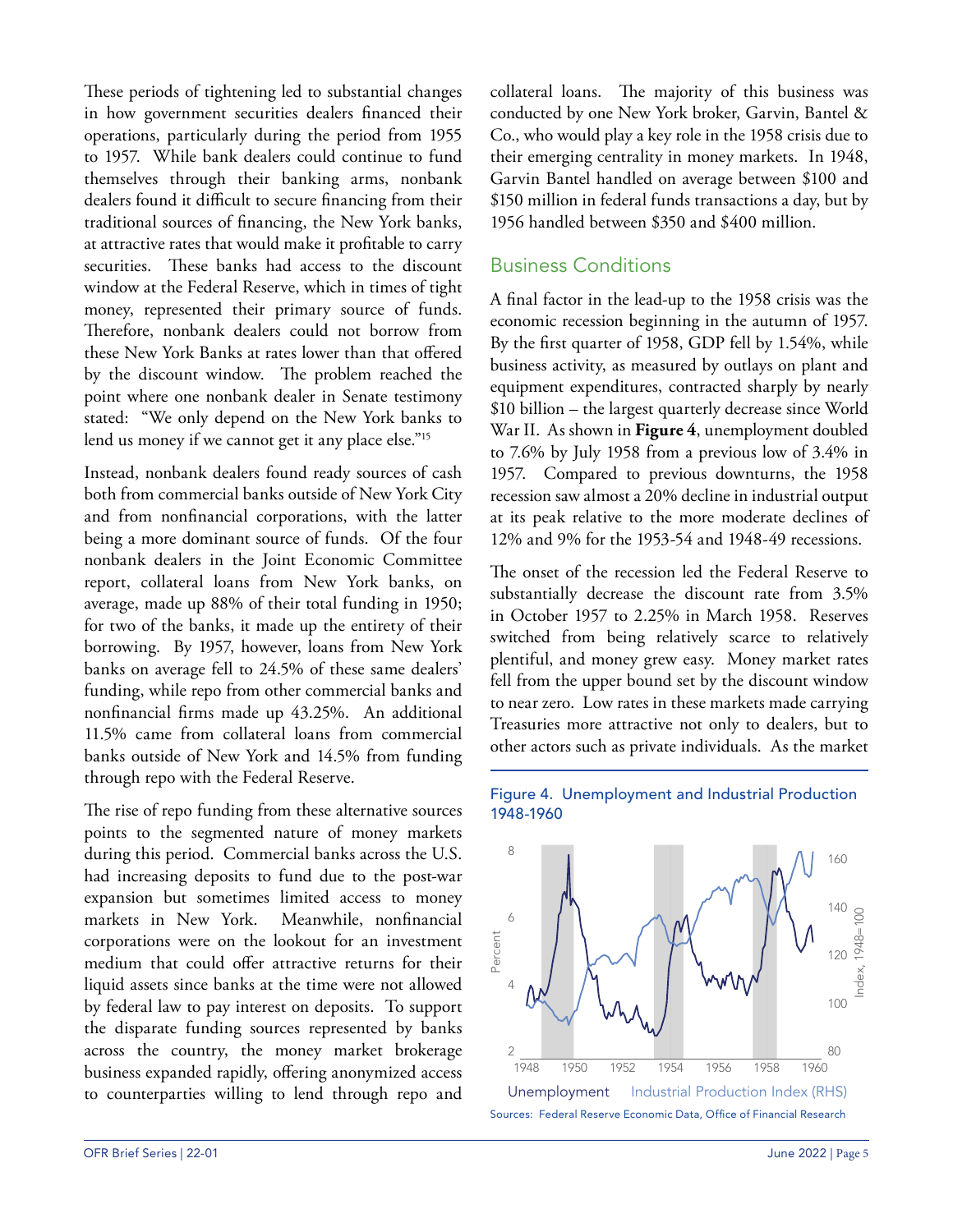These periods of tightening led to substantial changes in how government securities dealers financed their operations, particularly during the period from 1955 to 1957. While bank dealers could continue to fund themselves through their banking arms, nonbank dealers found it difficult to secure financing from their traditional sources of financing, the New York banks, at attractive rates that would make it profitable to carry securities. These banks had access to the discount window at the Federal Reserve, which in times of tight money, represented their primary source of funds. Therefore, nonbank dealers could not borrow from these New York Banks at rates lower than that offered by the discount window. The problem reached the point where one nonbank dealer in Senate testimony stated: "We only depend on the New York banks to lend us money if we cannot get it any place else."[15]

Instead, nonbank dealers found ready sources of cash both from commercial banks outside of New York City and from nonfinancial corporations, with the latter being a more dominant source of funds. Of the four nonbank dealers in the Joint Economic Committee report, collateral loans from New York banks, on average, made up 88% of their total funding in 1950; for two of the banks, it made up the entirety of their borrowing. By 1957, however, loans from New York banks on average fell to 24.5% of these same dealers' funding, while repo from other commercial banks and nonfinancial firms made up 43.25%. An additional 11.5% came from collateral loans from commercial banks outside of New York and 14.5% from funding through repo with the Federal Reserve.

The rise of repo funding from these alternative sources points to the segmented nature of money markets during this period. Commercial banks across the U.S. had increasing deposits to fund due to the post-war expansion but sometimes limited access to money markets in New York. Meanwhile, nonfinancial corporations were on the lookout for an investment medium that could offer attractive returns for their liquid assets since banks at the time were not allowed by federal law to pay interest on deposits. To support the disparate funding sources represented by banks across the country, the money market brokerage business expanded rapidly, offering anonymized access to counterparties willing to lend through repo and collateral loans. The majority of this business was conducted by one New York broker, Garvin, Bantel & Co., who would play a key role in the 1958 crisis due to their emerging centrality in money markets. In 1948, Garvin Bantel handled on average between $100 and $150 million in federal funds transactions a day, but by 1956 handled between $350 and $400 million.

## Business Conditions

A final factor in the lead-up to the 1958 crisis was the economic recession beginning in the autumn of 1957. By the first quarter of 1958, GDP fell by 1.54%, while business activity, as measured by outlays on plant and equipment expenditures, contracted sharply by nearly $10 billion – the largest quarterly decrease since World War II. As shown in **Figure 4**, unemployment doubled to 7.6% by July 1958 from a previous low of 3.4% in 1957. Compared to previous downturns, the 1958 recession saw almost a 20% decline in industrial output at its peak relative to the more moderate declines of 12% and 9% for the 1953-54 and 1948-49 recessions.

The onset of the recession led the Federal Reserve to substantially decrease the discount rate from 3.5% in October 1957 to 2.25% in March 1958. Reserves switched from being relatively scarce to relatively plentiful, and money grew easy. Money market rates fell from the upper bound set by the discount window to near zero. Low rates in these markets made carrying Treasuries more attractive not only to dealers, but to other actors such as private individuals. As the market

Figure 4. Unemployment and Industrial Production 1948-1960

Percent
8
6
4
2
1948 1950 1952 1954 1956 1958 1960
Index, 1948=100
160
140
120
100
80
Unemployment Industrial Production Index (RHS)

Sources: Federal Reserve Economic Data, Office of Financial Research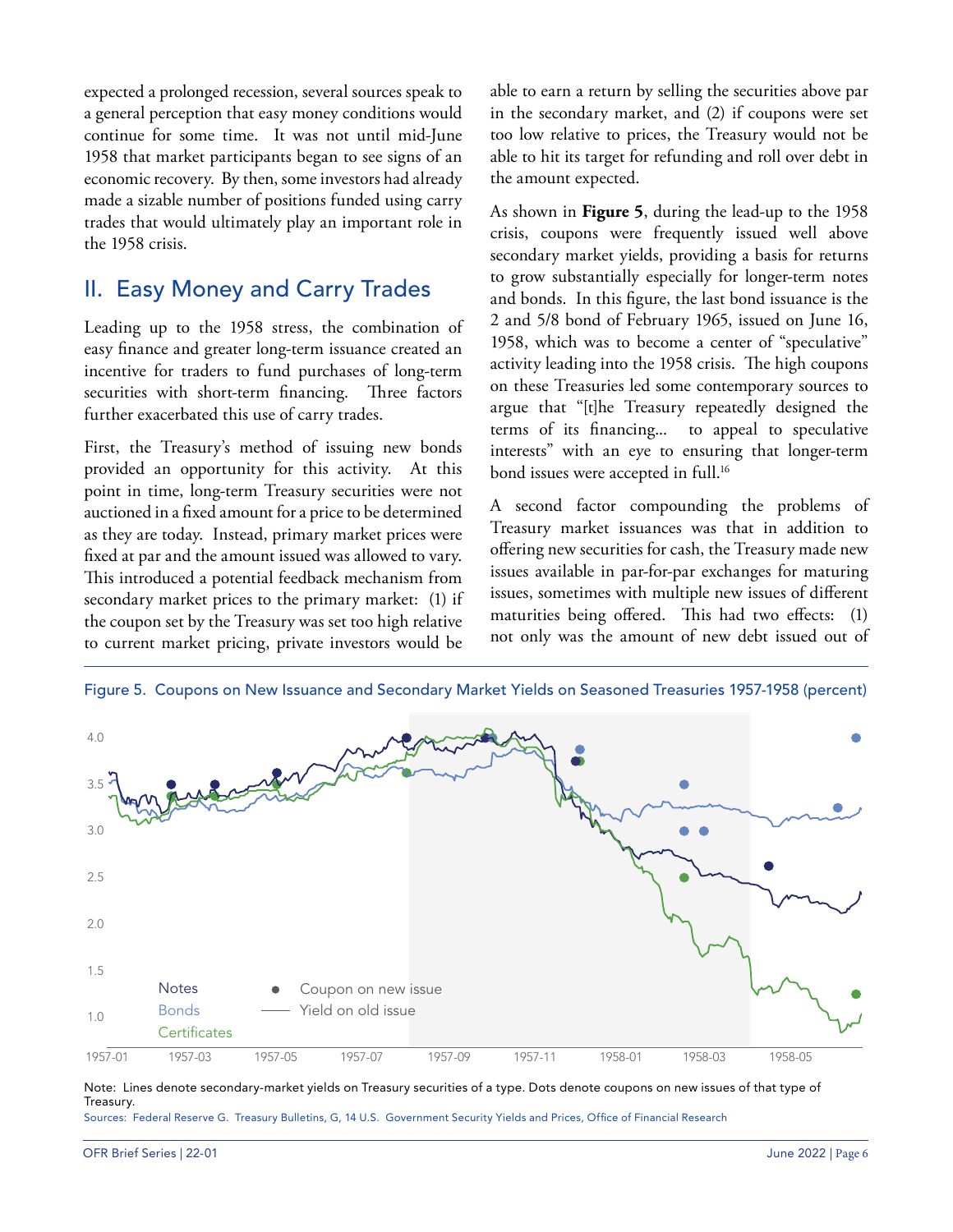expected a prolonged recession, several sources speak to a general perception that easy money conditions would continue for some time. It was not until mid-June 1958 that market participants began to see signs of an economic recovery. By then, some investors had already made a sizable number of positions funded using carry trades that would ultimately play an important role in the 1958 crisis.

## II. Easy Money and Carry Trades

Leading up to the 1958 stress, the combination of easy finance and greater long-term issuance created an incentive for traders to fund purchases of long-term securities with short-term financing. Three factors further exacerbated this use of carry trades.

First, the Treasury's method of issuing new bonds provided an opportunity for this activity. At this point in time, long-term Treasury securities were not auctioned in a fixed amount for a price to be determined as they are today. Instead, primary market prices were fixed at par and the amount issued was allowed to vary. This introduced a potential feedback mechanism from secondary market prices to the primary market: (1) if the coupon set by the Treasury was set too high relative to current market pricing, private investors would be able to earn a return by selling the securities above par in the secondary market, and (2) if coupons were set too low relative to prices, the Treasury would not be able to hit its target for refunding and roll over debt in the amount expected.

As shown in **Figure 5**, during the lead-up to the 1958 crisis, coupons were frequently issued well above secondary market yields, providing a basis for returns to grow substantially especially for longer-term notes and bonds. In this figure, the last bond issuance is the 2 and 5/8 bond of February 1965, issued on June 16, 1958, which was to become a center of "speculative" activity leading into the 1958 crisis. The high coupons on these Treasuries led some contemporary sources to argue that "[t]he Treasury repeatedly designed the terms of its financing... to appeal to speculative interests" with an eye to ensuring that longer-term bond issues were accepted in full.[16]

A second factor compounding the problems of Treasury market issuances was that in addition to offering new securities for cash, the Treasury made new issues available in par-for-par exchanges for maturing issues, sometimes with multiple new issues of different maturities being offered. This had two effects: (1) not only was the amount of new debt issued out of

Figure 5. Coupons on New Issuance and Secondary Market Yields on Seasoned Treasuries 1957-1958 (percent)

4.0
3.5
3.0
2.5
2.0
1.5
1.0

Notes
Bonds
Certificates
Coupon on new issue
Yield on old issue

1957-01
1957-03
1957-05
1957-07
1957-09
1957-11
1958-01
1958-03
1958-05

Note: Lines denote secondary-market yields on Treasury securities of a type. Dots denote coupons on new issues of that type of Treasury.

Sources: Federal Reserve G. Treasury Bulletins, G, 14 U.S. Government Security Yields and Prices, Office of Financial Research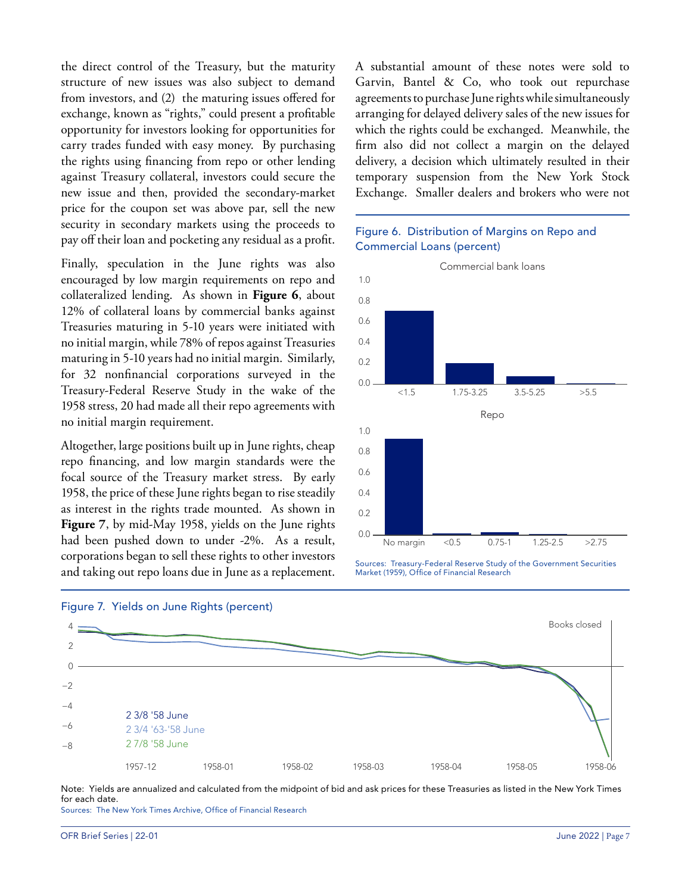the direct control of the Treasury, but the maturity structure of new issues was also subject to demand from investors, and (2) the maturing issues offered for exchange, known as "rights," could present a profitable opportunity for investors looking for opportunities for carry trades funded with easy money. By purchasing the rights using financing from repo or other lending against Treasury collateral, investors could secure the new issue and then, provided the secondary-market price for the coupon set was above par, sell the new security in secondary markets using the proceeds to pay off their loan and pocketing any residual as a profit.

Finally, speculation in the June rights was also encouraged by low margin requirements on repo and collateralized lending. As shown in **Figure 6**, about 12% of collateral loans by commercial banks against Treasuries maturing in 5-10 years were initiated with no initial margin, while 78% of repos against Treasuries maturing in 5-10 years had no initial margin. Similarly, for 32 nonfinancial corporations surveyed in the Treasury-Federal Reserve Study in the wake of the 1958 stress, 20 had made all their repo agreements with no initial margin requirement.

Altogether, large positions built up in June rights, cheap repo financing, and low margin standards were the focal source of the Treasury market stress. By early 1958, the price of these June rights began to rise steadily as interest in the rights trade mounted. As shown in **Figure 7**, by mid-May 1958, yields on the June rights had been pushed down to under -2%. As a result, corporations began to sell these rights to other investors and taking out repo loans due in June as a replacement. A substantial amount of these notes were sold to Garvin, Bantel & Co, who took out repurchase agreements to purchase June rights while simultaneously arranging for delayed delivery sales of the new issues for which the rights could be exchanged. Meanwhile, the firm also did not collect a margin on the delayed delivery, a decision which ultimately resulted in their temporary suspension from the New York Stock Exchange. Smaller dealers and brokers who were not

Figure 6. Distribution of Margins on Repo and Commercial Loans (percent)

Sources: Treasury-Federal Reserve Study of the Government Securities Market (1959), Office of Financial Research

Figure 7. Yields on June Rights (percent)

Note: Yields are annualized and calculated from the midpoint of bid and ask prices for these Treasuries as listed in the New York Times for each date.

Sources: The New York Times Archive, Office of Financial Research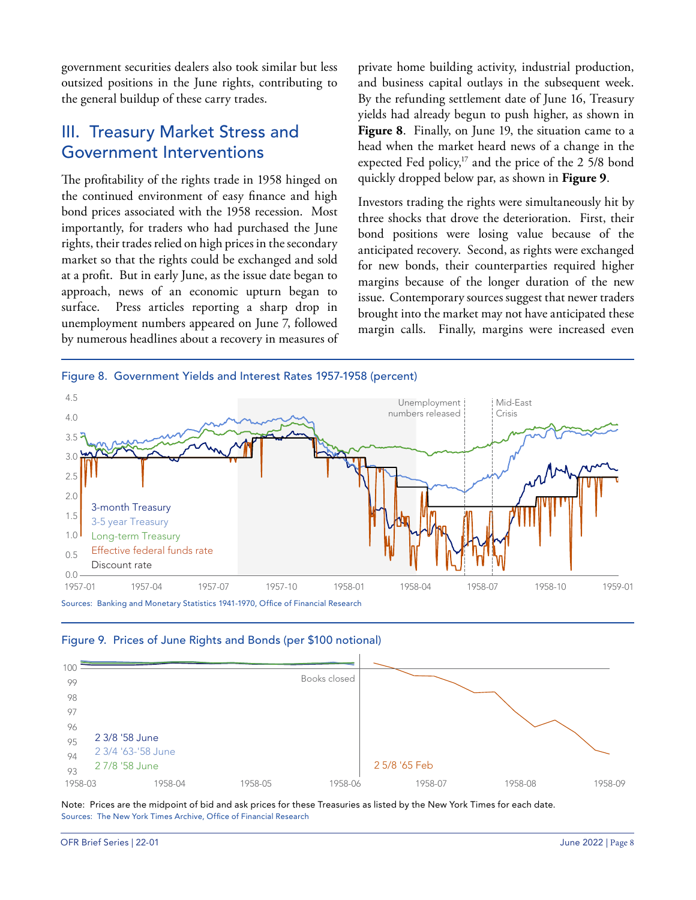government securities dealers also took similar but less outsized positions in the June rights, contributing to the general buildup of these carry trades.

## III. Treasury Market Stress and Government Interventions

The profitability of the rights trade in 1958 hinged on the continued environment of easy finance and high bond prices associated with the 1958 recession. Most importantly, for traders who had purchased the June rights, their trades relied on high prices in the secondary market so that the rights could be exchanged and sold at a profit. But in early June, as the issue date began to approach, news of an economic upturn began to surface. Press articles reporting a sharp drop in unemployment numbers appeared on June 7, followed by numerous headlines about a recovery in measures of private home building activity, industrial production, and business capital outlays in the subsequent week. By the refunding settlement date of June 16, Treasury yields had already begun to push higher, as shown in **Figure 8**. Finally, on June 19, the situation came to a head when the market heard news of a change in the expected Fed policy,[17] and the price of the 2 5/8 bond quickly dropped below par, as shown in **Figure 9**.

Investors trading the rights were simultaneously hit by three shocks that drove the deterioration. First, their bond positions were losing value because of the anticipated recovery. Second, as rights were exchanged for new bonds, their counterparties required higher margins because of the longer duration of the new issue. Contemporary sources suggest that newer traders brought into the market may not have anticipated these margin calls. Finally, margins were increased even

Figure 8. Government Yields and Interest Rates 1957-1958 (percent)

4.5
4.0
3.5
3.0
2.5
2.0
1.5
1.0
0.5
0.0

Unemployment numbers released

Mid-East Crisis

3-month Treasury
3-5 year Treasury
Long-term Treasury
Effective federal funds rate
Discount rate

1957-01 1957-04 1957-07 1957-10 1958-01 1958-04 1958-07 1958-10 1959-01

Sources: Banking and Monetary Statistics 1941-1970, Office of Financial Research

Figure 9. Prices of June Rights and Bonds (per $100 notional)

100
99
98
97
96
95
94
93

Books closed

2 3/8 '58 June
2 3/4 '63-'58 June
2 7/8 '58 June

2 5/8 '65 Feb

1958-03 1958-04 1958-05 1958-06 1958-07 1958-08 1958-09

Note: Prices are the midpoint of bid and ask prices for these Treasuries as listed by the New York Times for each date.
Sources: The New York Times Archive, Office of Financial Research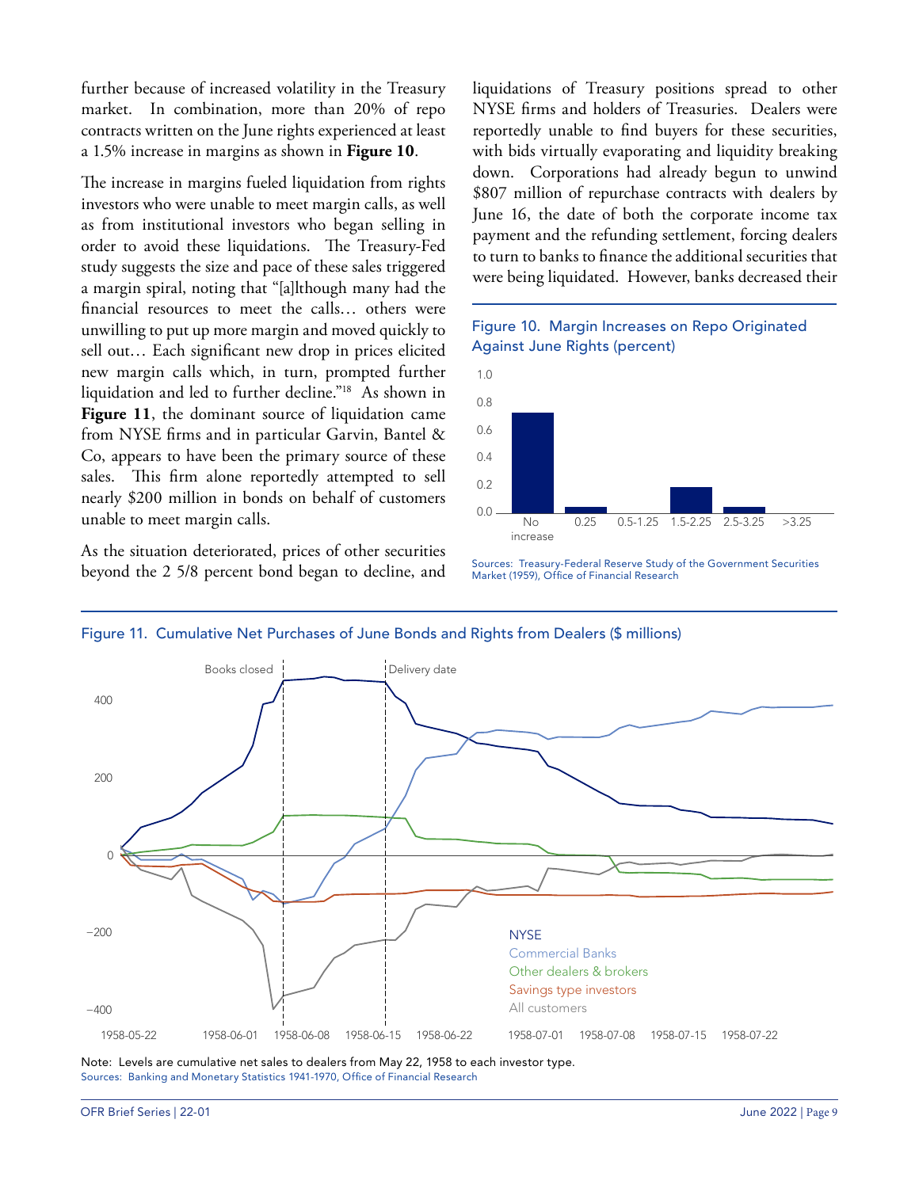further because of increased volatility in the Treasury market. In combination, more than 20% of repo contracts written on the June rights experienced at least a 1.5% increase in margins as shown in **Figure 10**.

The increase in margins fueled liquidation from rights investors who were unable to meet margin calls, as well as from institutional investors who began selling in order to avoid these liquidations. The Treasury-Fed study suggests the size and pace of these sales triggered a margin spiral, noting that "[a]lthough many had the financial resources to meet the calls… others were unwilling to put up more margin and moved quickly to sell out… Each significant new drop in prices elicited new margin calls which, in turn, prompted further liquidation and led to further decline."[18] As shown in **Figure 11**, the dominant source of liquidation came from NYSE firms and in particular Garvin, Bantel & Co, appears to have been the primary source of these sales. This firm alone reportedly attempted to sell nearly $200 million in bonds on behalf of customers unable to meet margin calls.

As the situation deteriorated, prices of other securities beyond the 2 5/8 percent bond began to decline, and liquidations of Treasury positions spread to other NYSE firms and holders of Treasuries. Dealers were reportedly unable to find buyers for these securities, with bids virtually evaporating and liquidity breaking down. Corporations had already begun to unwind $807 million of repurchase contracts with dealers by June 16, the date of both the corporate income tax payment and the refunding settlement, forcing dealers to turn to banks to finance the additional securities that were being liquidated. However, banks decreased their

Figure 10. Margin Increases on Repo Originated Against June Rights (percent)

1.0
0.8
0.6
0.4
0.2
0.0
No increase
0.25
0.5-1.25
1.5-2.25
2.5-3.25
>3.25

Sources: Treasury-Federal Reserve Study of the Government Securities Market (1959), Office of Financial Research

Figure 11. Cumulative Net Purchases of June Bonds and Rights from Dealers ($ millions)

Books closed
Delivery date
400
200
0
−200
−400
1958-05-22
1958-06-01
1958-06-08
1958-06-15
1958-06-22
1958-07-01
1958-07-08
1958-07-15
1958-07-22
NYSE
Commercial Banks
Other dealers & brokers
Savings type investors
All customers

Note: Levels are cumulative net sales to dealers from May 22, 1958 to each investor type.
Sources: Banking and Monetary Statistics 1941-1970, Office of Financial Research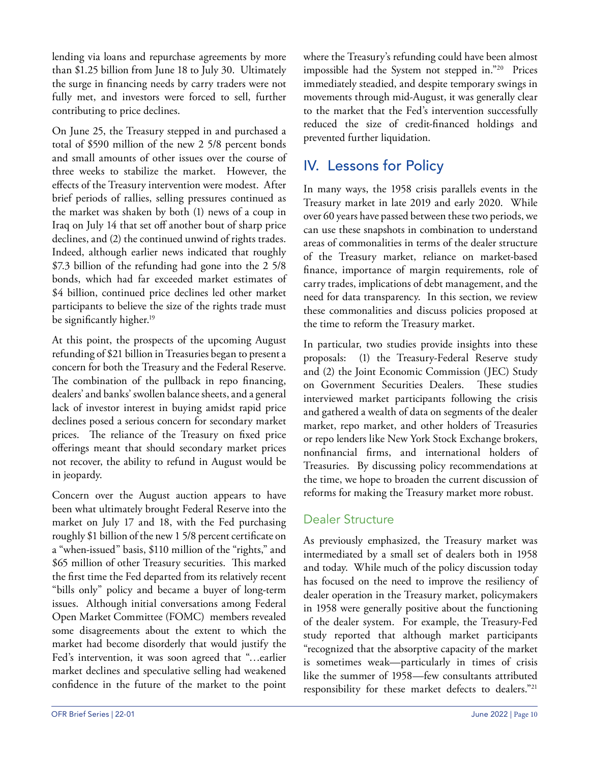lending via loans and repurchase agreements by more than $1.25 billion from June 18 to July 30. Ultimately the surge in financing needs by carry traders were not fully met, and investors were forced to sell, further contributing to price declines.

On June 25, the Treasury stepped in and purchased a total of $590 million of the new 2 5/8 percent bonds and small amounts of other issues over the course of three weeks to stabilize the market. However, the effects of the Treasury intervention were modest. After brief periods of rallies, selling pressures continued as the market was shaken by both (1) news of a coup in Iraq on July 14 that set off another bout of sharp price declines, and (2) the continued unwind of rights trades. Indeed, although earlier news indicated that roughly $7.3 billion of the refunding had gone into the 2 5/8 bonds, which had far exceeded market estimates of $4 billion, continued price declines led other market participants to believe the size of the rights trade must be significantly higher.[19]

At this point, the prospects of the upcoming August refunding of $21 billion in Treasuries began to present a concern for both the Treasury and the Federal Reserve. The combination of the pullback in repo financing, dealers' and banks' swollen balance sheets, and a general lack of investor interest in buying amidst rapid price declines posed a serious concern for secondary market prices. The reliance of the Treasury on fixed price offerings meant that should secondary market prices not recover, the ability to refund in August would be in jeopardy.

Concern over the August auction appears to have been what ultimately brought Federal Reserve into the market on July 17 and 18, with the Fed purchasing roughly $1 billion of the new 1 5/8 percent certificate on a "when-issued" basis, $110 million of the "rights," and $65 million of other Treasury securities. This marked the first time the Fed departed from its relatively recent "bills only" policy and became a buyer of long-term issues. Although initial conversations among Federal Open Market Committee (FOMC) members revealed some disagreements about the extent to which the market had become disorderly that would justify the Fed's intervention, it was soon agreed that "…earlier market declines and speculative selling had weakened confidence in the future of the market to the point where the Treasury's refunding could have been almost impossible had the System not stepped in."[20] Prices immediately steadied, and despite temporary swings in movements through mid-August, it was generally clear to the market that the Fed's intervention successfully reduced the size of credit-financed holdings and prevented further liquidation.

## IV. Lessons for Policy

In many ways, the 1958 crisis parallels events in the Treasury market in late 2019 and early 2020. While over 60 years have passed between these two periods, we can use these snapshots in combination to understand areas of commonalities in terms of the dealer structure of the Treasury market, reliance on market-based finance, importance of margin requirements, role of carry trades, implications of debt management, and the need for data transparency. In this section, we review these commonalities and discuss policies proposed at the time to reform the Treasury market.

In particular, two studies provide insights into these proposals: (1) the Treasury-Federal Reserve study and (2) the Joint Economic Commission (JEC) Study on Government Securities Dealers. These studies interviewed market participants following the crisis and gathered a wealth of data on segments of the dealer market, repo market, and other holders of Treasuries or repo lenders like New York Stock Exchange brokers, nonfinancial firms, and international holders of Treasuries. By discussing policy recommendations at the time, we hope to broaden the current discussion of reforms for making the Treasury market more robust.

### Dealer Structure

As previously emphasized, the Treasury market was intermediated by a small set of dealers both in 1958 and today. While much of the policy discussion today has focused on the need to improve the resiliency of dealer operation in the Treasury market, policymakers in 1958 were generally positive about the functioning of the dealer system. For example, the Treasury-Fed study reported that although market participants "recognized that the absorptive capacity of the market is sometimes weak—particularly in times of crisis like the summer of 1958—few consultants attributed responsibility for these market defects to dealers."[21]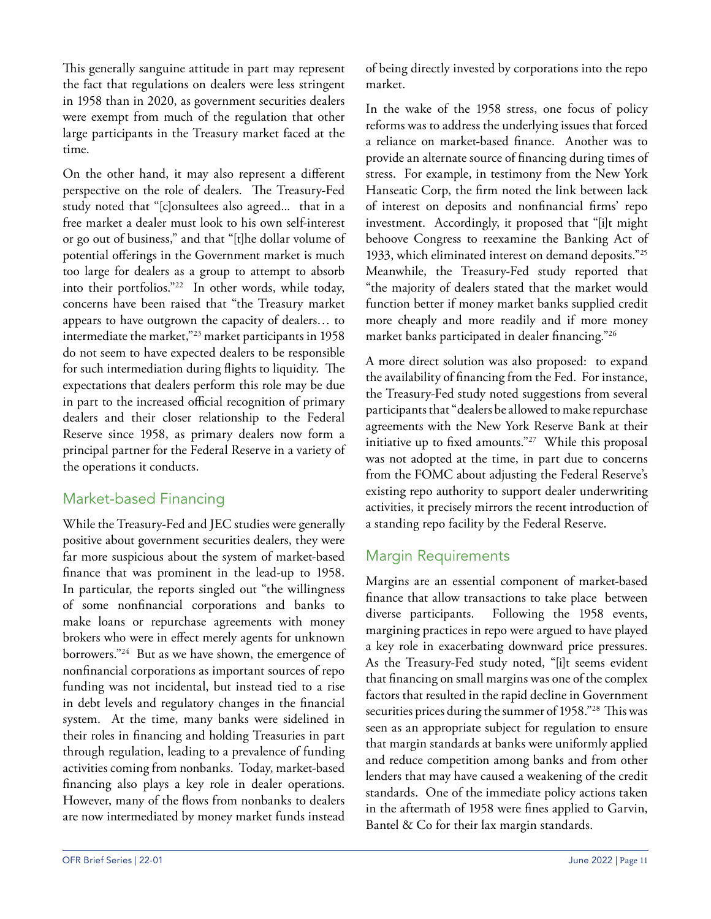This generally sanguine attitude in part may represent the fact that regulations on dealers were less stringent in 1958 than in 2020, as government securities dealers were exempt from much of the regulation that other large participants in the Treasury market faced at the time.

On the other hand, it may also represent a different perspective on the role of dealers. The Treasury-Fed study noted that "[c]onsultees also agreed... that in a free market a dealer must look to his own self-interest or go out of business," and that "[t]he dollar volume of potential offerings in the Government market is much too large for dealers as a group to attempt to absorb into their portfolios."[22] In other words, while today, concerns have been raised that "the Treasury market appears to have outgrown the capacity of dealers… to intermediate the market,"[23] market participants in 1958 do not seem to have expected dealers to be responsible for such intermediation during flights to liquidity. The expectations that dealers perform this role may be due in part to the increased official recognition of primary dealers and their closer relationship to the Federal Reserve since 1958, as primary dealers now form a principal partner for the Federal Reserve in a variety of the operations it conducts.

## Market-based Financing

While the Treasury-Fed and JEC studies were generally positive about government securities dealers, they were far more suspicious about the system of market-based finance that was prominent in the lead-up to 1958. In particular, the reports singled out "the willingness of some nonfinancial corporations and banks to make loans or repurchase agreements with money brokers who were in effect merely agents for unknown borrowers."[24] But as we have shown, the emergence of nonfinancial corporations as important sources of repo funding was not incidental, but instead tied to a rise in debt levels and regulatory changes in the financial system. At the time, many banks were sidelined in their roles in financing and holding Treasuries in part through regulation, leading to a prevalence of funding activities coming from nonbanks. Today, market-based financing also plays a key role in dealer operations. However, many of the flows from nonbanks to dealers are now intermediated by money market funds instead of being directly invested by corporations into the repo market.

In the wake of the 1958 stress, one focus of policy reforms was to address the underlying issues that forced a reliance on market-based finance. Another was to provide an alternate source of financing during times of stress. For example, in testimony from the New York Hanseatic Corp, the firm noted the link between lack of interest on deposits and nonfinancial firms' repo investment. Accordingly, it proposed that "[i]t might behoove Congress to reexamine the Banking Act of 1933, which eliminated interest on demand deposits."[25] Meanwhile, the Treasury-Fed study reported that "the majority of dealers stated that the market would function better if money market banks supplied credit more cheaply and more readily and if more money market banks participated in dealer financing."[26]

A more direct solution was also proposed: to expand the availability of financing from the Fed. For instance, the Treasury-Fed study noted suggestions from several participants that "dealers be allowed to make repurchase agreements with the New York Reserve Bank at their initiative up to fixed amounts."[27] While this proposal was not adopted at the time, in part due to concerns from the FOMC about adjusting the Federal Reserve's existing repo authority to support dealer underwriting activities, it precisely mirrors the recent introduction of a standing repo facility by the Federal Reserve.

## Margin Requirements

Margins are an essential component of market-based finance that allow transactions to take place between diverse participants. Following the 1958 events, margining practices in repo were argued to have played a key role in exacerbating downward price pressures. As the Treasury-Fed study noted, "[i]t seems evident that financing on small margins was one of the complex factors that resulted in the rapid decline in Government securities prices during the summer of 1958."[28] This was seen as an appropriate subject for regulation to ensure that margin standards at banks were uniformly applied and reduce competition among banks and from other lenders that may have caused a weakening of the credit standards. One of the immediate policy actions taken in the aftermath of 1958 were fines applied to Garvin, Bantel & Co for their lax margin standards.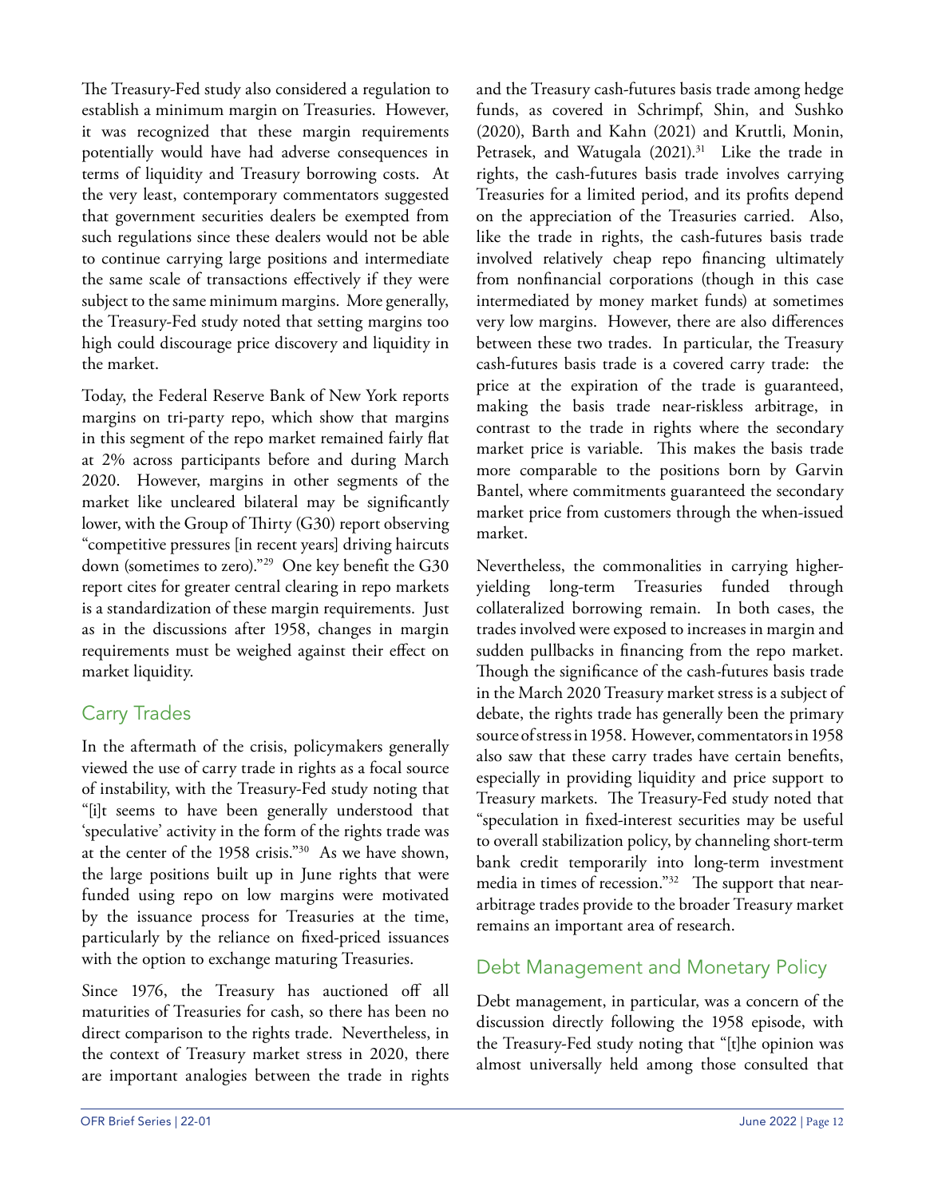The Treasury-Fed study also considered a regulation to establish a minimum margin on Treasuries. However, it was recognized that these margin requirements potentially would have had adverse consequences in terms of liquidity and Treasury borrowing costs. At the very least, contemporary commentators suggested that government securities dealers be exempted from such regulations since these dealers would not be able to continue carrying large positions and intermediate the same scale of transactions effectively if they were subject to the same minimum margins. More generally, the Treasury-Fed study noted that setting margins too high could discourage price discovery and liquidity in the market.

Today, the Federal Reserve Bank of New York reports margins on tri-party repo, which show that margins in this segment of the repo market remained fairly flat at 2% across participants before and during March 2020. However, margins in other segments of the market like uncleared bilateral may be significantly lower, with the Group of Thirty (G30) report observing "competitive pressures [in recent years] driving haircuts down (sometimes to zero)."[29] One key benefit the G30 report cites for greater central clearing in repo markets is a standardization of these margin requirements. Just as in the discussions after 1958, changes in margin requirements must be weighed against their effect on market liquidity.

## Carry Trades

In the aftermath of the crisis, policymakers generally viewed the use of carry trade in rights as a focal source of instability, with the Treasury-Fed study noting that "[i]t seems to have been generally understood that 'speculative' activity in the form of the rights trade was at the center of the 1958 crisis."[30] As we have shown, the large positions built up in June rights that were funded using repo on low margins were motivated by the issuance process for Treasuries at the time, particularly by the reliance on fixed-priced issuances with the option to exchange maturing Treasuries.

Since 1976, the Treasury has auctioned off all maturities of Treasuries for cash, so there has been no direct comparison to the rights trade. Nevertheless, in the context of Treasury market stress in 2020, there are important analogies between the trade in rights and the Treasury cash-futures basis trade among hedge funds, as covered in Schrimpf, Shin, and Sushko (2020), Barth and Kahn (2021) and Kruttli, Monin, Petrasek, and Watugala (2021).[31] Like the trade in rights, the cash-futures basis trade involves carrying Treasuries for a limited period, and its profits depend on the appreciation of the Treasuries carried. Also, like the trade in rights, the cash-futures basis trade involved relatively cheap repo financing ultimately from nonfinancial corporations (though in this case intermediated by money market funds) at sometimes very low margins. However, there are also differences between these two trades. In particular, the Treasury cash-futures basis trade is a covered carry trade: the price at the expiration of the trade is guaranteed, making the basis trade near-riskless arbitrage, in contrast to the trade in rights where the secondary market price is variable. This makes the basis trade more comparable to the positions born by Garvin Bantel, where commitments guaranteed the secondary market price from customers through the when-issued market.

Nevertheless, the commonalities in carrying higher-yielding long-term Treasuries funded through collateralized borrowing remain. In both cases, the trades involved were exposed to increases in margin and sudden pullbacks in financing from the repo market. Though the significance of the cash-futures basis trade in the March 2020 Treasury market stress is a subject of debate, the rights trade has generally been the primary source of stress in 1958. However, commentators in 1958 also saw that these carry trades have certain benefits, especially in providing liquidity and price support to Treasury markets. The Treasury-Fed study noted that "speculation in fixed-interest securities may be useful to overall stabilization policy, by channeling short-term bank credit temporarily into long-term investment media in times of recession."[32] The support that near-arbitrage trades provide to the broader Treasury market remains an important area of research.

## Debt Management and Monetary Policy

Debt management, in particular, was a concern of the discussion directly following the 1958 episode, with the Treasury-Fed study noting that "[t]he opinion was almost universally held among those consulted that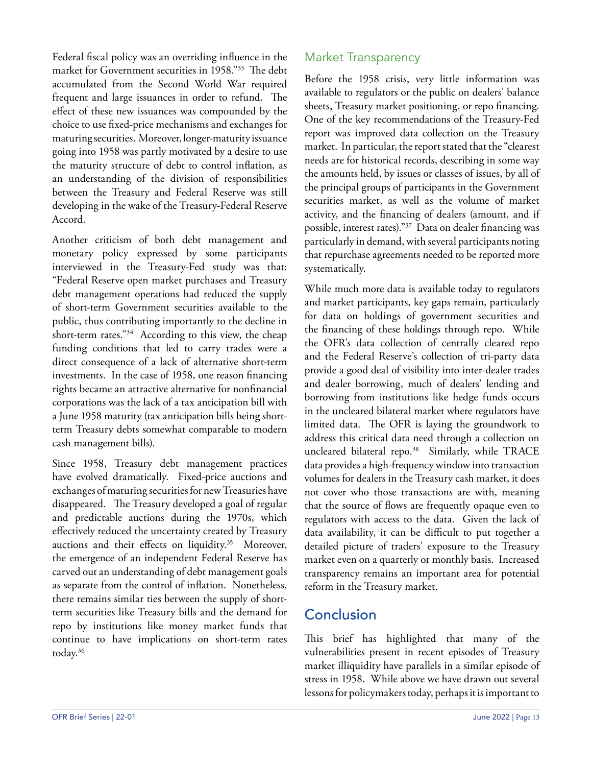Federal fiscal policy was an overriding influence in the market for Government securities in 1958."[33] The debt accumulated from the Second World War required frequent and large issuances in order to refund. The effect of these new issuances was compounded by the choice to use fixed-price mechanisms and exchanges for maturing securities. Moreover, longer-maturity issuance going into 1958 was partly motivated by a desire to use the maturity structure of debt to control inflation, as an understanding of the division of responsibilities between the Treasury and Federal Reserve was still developing in the wake of the Treasury-Federal Reserve Accord.

Another criticism of both debt management and monetary policy expressed by some participants interviewed in the Treasury-Fed study was that: "Federal Reserve open market purchases and Treasury debt management operations had reduced the supply of short-term Government securities available to the public, thus contributing importantly to the decline in short-term rates."[34] According to this view, the cheap funding conditions that led to carry trades were a direct consequence of a lack of alternative short-term investments. In the case of 1958, one reason financing rights became an attractive alternative for nonfinancial corporations was the lack of a tax anticipation bill with a June 1958 maturity (tax anticipation bills being short-term Treasury debts somewhat comparable to modern cash management bills).

Since 1958, Treasury debt management practices have evolved dramatically. Fixed-price auctions and exchanges of maturing securities for new Treasuries have disappeared. The Treasury developed a goal of regular and predictable auctions during the 1970s, which effectively reduced the uncertainty created by Treasury auctions and their effects on liquidity.[35] Moreover, the emergence of an independent Federal Reserve has carved out an understanding of debt management goals as separate from the control of inflation. Nonetheless, there remains similar ties between the supply of short-term securities like Treasury bills and the demand for repo by institutions like money market funds that continue to have implications on short-term rates today.[36]

## Market Transparency

Before the 1958 crisis, very little information was available to regulators or the public on dealers' balance sheets, Treasury market positioning, or repo financing. One of the key recommendations of the Treasury-Fed report was improved data collection on the Treasury market. In particular, the report stated that the "clearest needs are for historical records, describing in some way the amounts held, by issues or classes of issues, by all of the principal groups of participants in the Government securities market, as well as the volume of market activity, and the financing of dealers (amount, and if possible, interest rates)."[37] Data on dealer financing was particularly in demand, with several participants noting that repurchase agreements needed to be reported more systematically.

While much more data is available today to regulators and market participants, key gaps remain, particularly for data on holdings of government securities and the financing of these holdings through repo. While the OFR's data collection of centrally cleared repo and the Federal Reserve's collection of tri-party data provide a good deal of visibility into inter-dealer trades and dealer borrowing, much of dealers' lending and borrowing from institutions like hedge funds occurs in the uncleared bilateral market where regulators have limited data. The OFR is laying the groundwork to address this critical data need through a collection on uncleared bilateral repo.[38] Similarly, while TRACE data provides a high-frequency window into transaction volumes for dealers in the Treasury cash market, it does not cover who those transactions are with, meaning that the source of flows are frequently opaque even to regulators with access to the data. Given the lack of data availability, it can be difficult to put together a detailed picture of traders' exposure to the Treasury market even on a quarterly or monthly basis. Increased transparency remains an important area for potential reform in the Treasury market.

# Conclusion

This brief has highlighted that many of the vulnerabilities present in recent episodes of Treasury market illiquidity have parallels in a similar episode of stress in 1958. While above we have drawn out several lessons for policymakers today, perhaps it is important to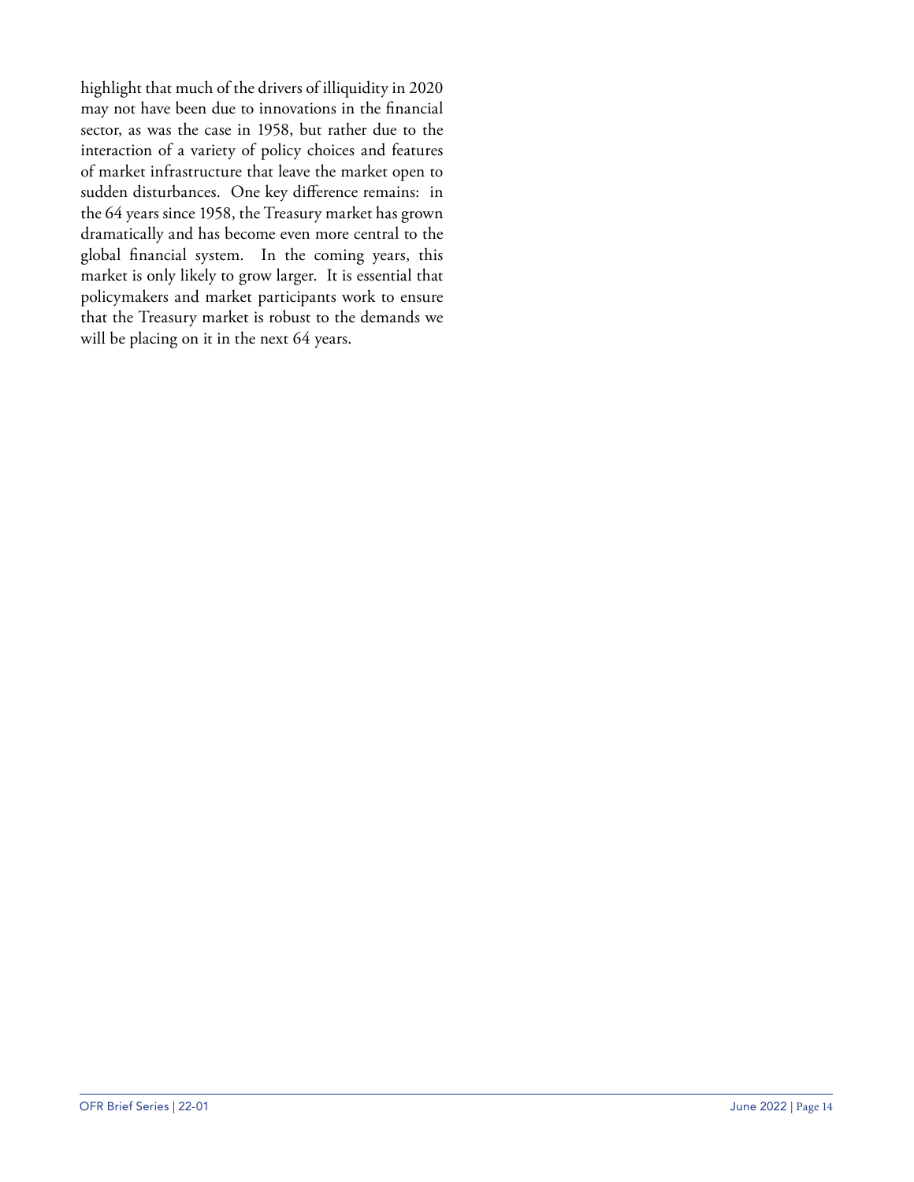highlight that much of the drivers of illiquidity in 2020 may not have been due to innovations in the financial sector, as was the case in 1958, but rather due to the interaction of a variety of policy choices and features of market infrastructure that leave the market open to sudden disturbances. One key difference remains: in the 64 years since 1958, the Treasury market has grown dramatically and has become even more central to the global financial system. In the coming years, this market is only likely to grow larger. It is essential that policymakers and market participants work to ensure that the Treasury market is robust to the demands we will be placing on it in the next 64 years.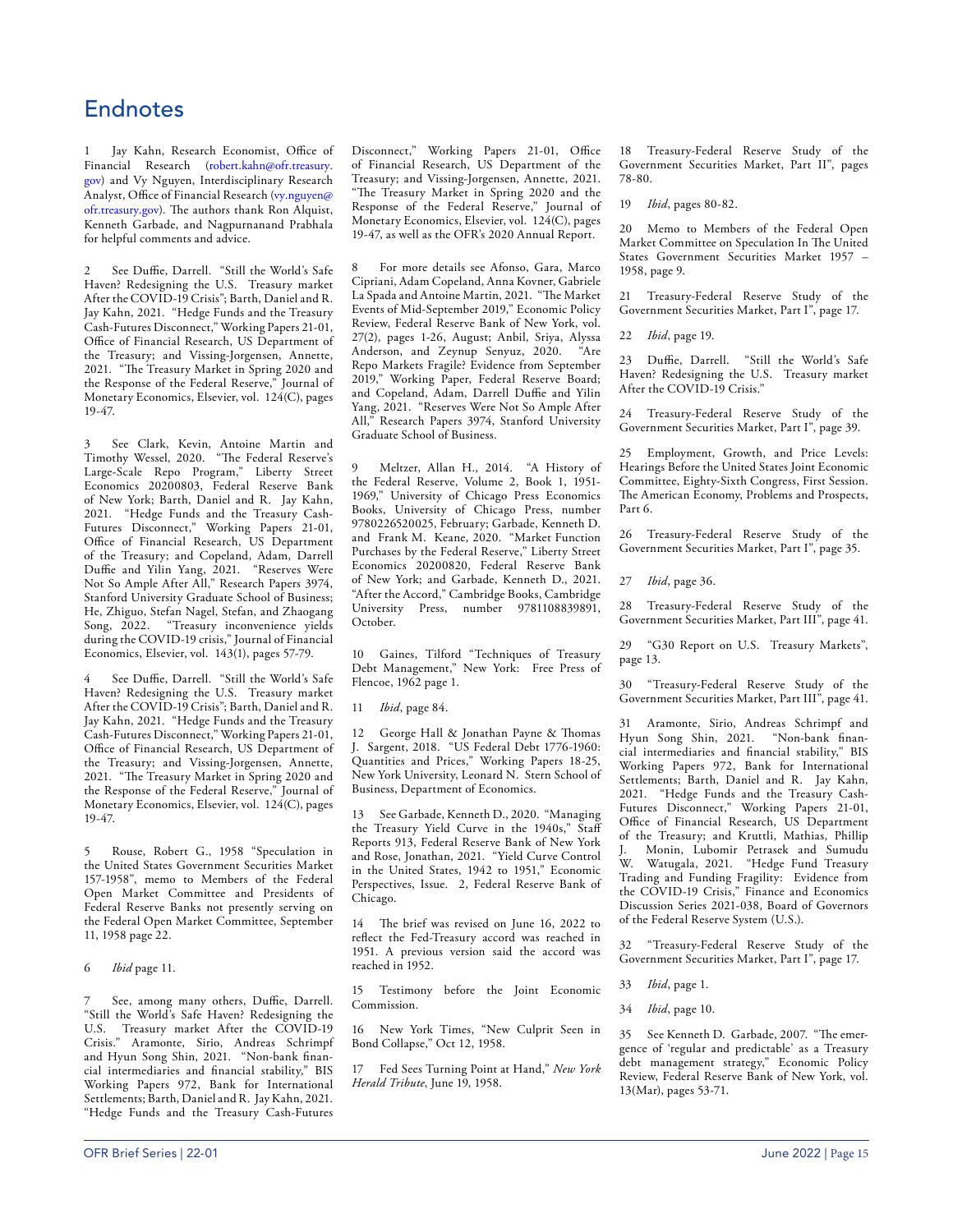# Endnotes

1 Jay Kahn, Research Economist, Office of Financial Research (robert.kahn@ofr.treasury.gov) and Vy Nguyen, Interdisciplinary Research Analyst, Office of Financial Research (vy.nguyen@ofr.treasury.gov). The authors thank Ron Alquist, Kenneth Garbade, and Nagpurnanand Prabhala for helpful comments and advice.

2 See Duffie, Darrell. "Still the World's Safe Haven? Redesigning the U.S. Treasury market After the COVID-19 Crisis"; Barth, Daniel and R. Jay Kahn, 2021. "Hedge Funds and the Treasury Cash-Futures Disconnect," Working Papers 21-01, Office of Financial Research, US Department of the Treasury; and Vissing-Jorgensen, Annette, 2021. "The Treasury Market in Spring 2020 and the Response of the Federal Reserve," Journal of Monetary Economics, Elsevier, vol. 124(C), pages 19-47.

3 See Clark, Kevin, Antoine Martin and Timothy Wessel, 2020. "The Federal Reserve's Large-Scale Repo Program," Liberty Street Economics 20200803, Federal Reserve Bank of New York; Barth, Daniel and R. Jay Kahn, 2021. "Hedge Funds and the Treasury Cash-Futures Disconnect," Working Papers 21-01, Office of Financial Research, US Department of the Treasury; and Copeland, Adam, Darrell Duffie and Yilin Yang, 2021. "Reserves Were Not So Ample After All," Research Papers 3974, Stanford University Graduate School of Business; He, Zhiguo, Stefan Nagel, Stefan, and Zhaogang Song, 2022. "Treasury inconvenience yields during the COVID-19 crisis," Journal of Financial Economics, Elsevier, vol. 143(1), pages 57-79.

4 See Duffie, Darrell. "Still the World's Safe Haven? Redesigning the U.S. Treasury market After the COVID-19 Crisis"; Barth, Daniel and R. Jay Kahn, 2021. "Hedge Funds and the Treasury Cash-Futures Disconnect," Working Papers 21-01, Office of Financial Research, US Department of the Treasury; and Vissing-Jorgensen, Annette, 2021. "The Treasury Market in Spring 2020 and the Response of the Federal Reserve," Journal of Monetary Economics, Elsevier, vol. 124(C), pages 19-47.

5 Rouse, Robert G., 1958 "Speculation in the United States Government Securities Market 157-1958", memo to Members of the Federal Open Market Committee and Presidents of Federal Reserve Banks not presently serving on the Federal Open Market Committee, September 11, 1958 page 22.

6 *Ibid* page 11.

7 See, among many others, Duffie, Darrell. "Still the World's Safe Haven? Redesigning the U.S. Treasury market After the COVID-19 Crisis." Aramonte, Sirio, Andreas Schrimpf and Hyun Song Shin, 2021. "Non-bank financial intermediaries and financial stability," BIS Working Papers 972, Bank for International Settlements; Barth, Daniel and R. Jay Kahn, 2021. "Hedge Funds and the Treasury Cash-Futures Disconnect," Working Papers 21-01, Office of Financial Research, US Department of the Treasury; and Vissing-Jorgensen, Annette, 2021. "The Treasury Market in Spring 2020 and the Response of the Federal Reserve," Journal of Monetary Economics, Elsevier, vol. 124(C), pages 19-47, as well as the OFR's 2020 Annual Report.

8 For more details see Afonso, Gara, Marco Cipriani, Adam Copeland, Anna Kovner, Gabriele La Spada and Antoine Martin, 2021. "The Market Events of Mid-September 2019," Economic Policy Review, Federal Reserve Bank of New York, vol. 27(2), pages 1-26, August; Anbil, Sriya, Alyssa Anderson, and Zeynup Senyuz, 2020. "Are Repo Markets Fragile? Evidence from September 2019," Working Paper, Federal Reserve Board; and Copeland, Adam, Darrell Duffie and Yilin Yang, 2021. "Reserves Were Not So Ample After All," Research Papers 3974, Stanford University Graduate School of Business.

9 Meltzer, Allan H., 2014. "A History of the Federal Reserve, Volume 2, Book 1, 1951-1969," University of Chicago Press Economics Books, University of Chicago Press, number 9780226520025, February; Garbade, Kenneth D. and Frank M. Keane, 2020. "Market Function Purchases by the Federal Reserve," Liberty Street Economics 20200820, Federal Reserve Bank of New York; and Garbade, Kenneth D., 2021. "After the Accord," Cambridge Books, Cambridge University Press, number 9781108839891, October.

10 Gaines, Tilford "Techniques of Treasury Debt Management," New York: Free Press of Flencoe, 1962 page 1.

11 *Ibid*, page 84.

12 George Hall & Jonathan Payne & Thomas J. Sargent, 2018. "US Federal Debt 1776-1960: Quantities and Prices," Working Papers 18-25, New York University, Leonard N. Stern School of Business, Department of Economics.

13 See Garbade, Kenneth D., 2020. "Managing the Treasury Yield Curve in the 1940s," Staff Reports 913, Federal Reserve Bank of New York and Rose, Jonathan, 2021. "Yield Curve Control in the United States, 1942 to 1951," Economic Perspectives, Issue. 2, Federal Reserve Bank of Chicago.

14 The brief was revised on June 16, 2022 to reflect the Fed-Treasury accord was reached in 1951. A previous version said the accord was reached in 1952.

15 Testimony before the Joint Economic Commission.

16 New York Times, "New Culprit Seen in Bond Collapse," Oct 12, 1958.

17 Fed Sees Turning Point at Hand," *New York Herald Tribute*, June 19, 1958.

18 Treasury-Federal Reserve Study of the Government Securities Market, Part II", pages 78-80.

19 *Ibid*, pages 80-82.

20 Memo to Members of the Federal Open Market Committee on Speculation In The United States Government Securities Market 1957 – 1958, page 9.

21 Treasury-Federal Reserve Study of the Government Securities Market, Part I", page 17.

22 *Ibid*, page 19.

23 Duffie, Darrell. "Still the World's Safe Haven? Redesigning the U.S. Treasury market After the COVID-19 Crisis."

24 Treasury-Federal Reserve Study of the Government Securities Market, Part I", page 39.

25 Employment, Growth, and Price Levels: Hearings Before the United States Joint Economic Committee, Eighty-Sixth Congress, First Session. The American Economy, Problems and Prospects, Part 6.

26 Treasury-Federal Reserve Study of the Government Securities Market, Part I", page 35.

27 *Ibid*, page 36.

28 Treasury-Federal Reserve Study of the Government Securities Market, Part III", page 41.

29 "G30 Report on U.S. Treasury Markets", page 13.

30 "Treasury-Federal Reserve Study of the Government Securities Market, Part III", page 41.

31 Aramonte, Sirio, Andreas Schrimpf and Hyun Song Shin, 2021. "Non-bank financial intermediaries and financial stability," BIS Working Papers 972, Bank for International Settlements; Barth, Daniel and R. Jay Kahn, 2021. "Hedge Funds and the Treasury Cash-Futures Disconnect," Working Papers 21-01, Office of Financial Research, US Department of the Treasury; and Kruttli, Mathias, Phillip J. Monin, Lubomir Petrasek and Sumudu W. Watugala, 2021. "Hedge Fund Treasury Trading and Funding Fragility: Evidence from the COVID-19 Crisis," Finance and Economics Discussion Series 2021-038, Board of Governors of the Federal Reserve System (U.S.).

32 "Treasury-Federal Reserve Study of the Government Securities Market, Part I", page 17.

33 *Ibid*, page 1.

34 *Ibid*, page 10.

35 See Kenneth D. Garbade, 2007. "The emergence of 'regular and predictable' as a Treasury debt management strategy," Economic Policy Review, Federal Reserve Bank of New York, vol. 13(Mar), pages 53-71.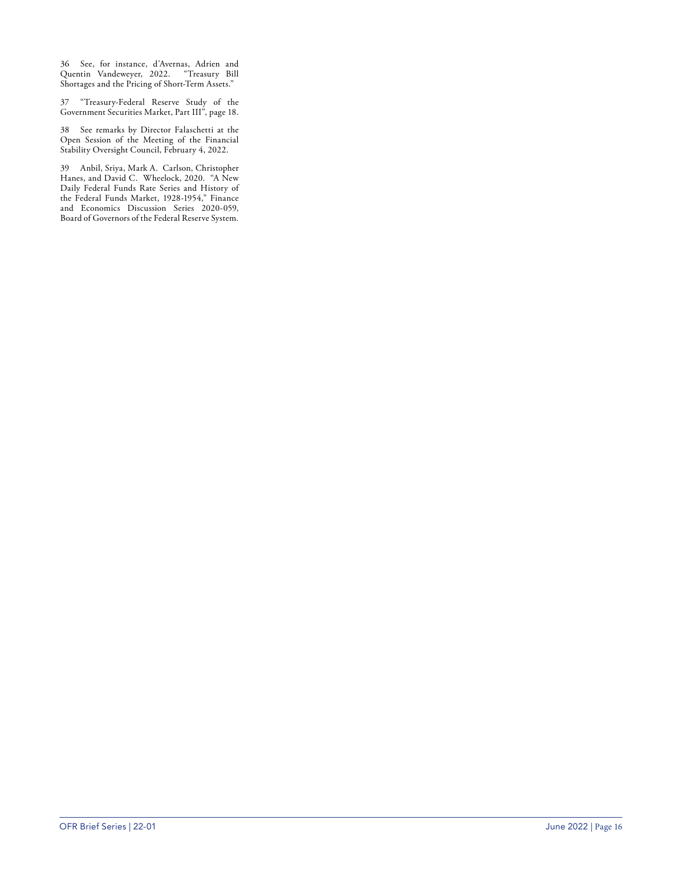36 See, for instance, d'Avernas, Adrien and Quentin Vandeweyer, 2022. "Treasury Bill Shortages and the Pricing of Short-Term Assets."

37 "Treasury-Federal Reserve Study of the Government Securities Market, Part III", page 18.

38 See remarks by Director Falaschetti at the Open Session of the Meeting of the Financial Stability Oversight Council, February 4, 2022.

39 Anbil, Sriya, Mark A. Carlson, Christopher Hanes, and David C. Wheelock, 2020. "A New Daily Federal Funds Rate Series and History of the Federal Funds Market, 1928-1954," Finance and Economics Discussion Series 2020-059, Board of Governors of the Federal Reserve System.